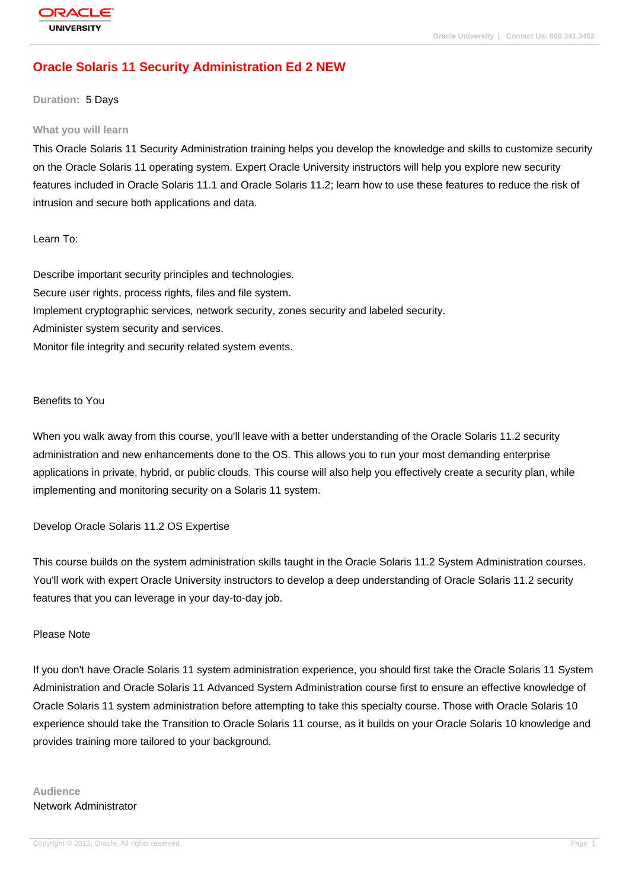# Oracle Solaris 11 Security Administration Ed 2 NEW

**Duration:** 5 Days

## What you will learn

This Oracle Solaris 11 Security Administration training helps you develop the knowledge and skills to customize security on the Oracle Solaris 11 operating system. Expert Oracle University instructors will help you explore new security features included in Oracle Solaris 11.1 and Oracle Solaris 11.2; learn how to use these features to reduce the risk of intrusion and secure both applications and data.

Learn To:

Describe important security principles and technologies.
Secure user rights, process rights, files and file system.
Implement cryptographic services, network security, zones security and labeled security.
Administer system security and services.
Monitor file integrity and security related system events.

Benefits to You

When you walk away from this course, you'll leave with a better understanding of the Oracle Solaris 11.2 security administration and new enhancements done to the OS. This allows you to run your most demanding enterprise applications in private, hybrid, or public clouds. This course will also help you effectively create a security plan, while implementing and monitoring security on a Solaris 11 system.

Develop Oracle Solaris 11.2 OS Expertise

This course builds on the system administration skills taught in the Oracle Solaris 11.2 System Administration courses. You'll work with expert Oracle University instructors to develop a deep understanding of Oracle Solaris 11.2 security features that you can leverage in your day-to-day job.

Please Note

If you don't have Oracle Solaris 11 system administration experience, you should first take the Oracle Solaris 11 System Administration and Oracle Solaris 11 Advanced System Administration course first to ensure an effective knowledge of Oracle Solaris 11 system administration before attempting to take this specialty course. Those with Oracle Solaris 10 experience should take the Transition to Oracle Solaris 11 course, as it builds on your Oracle Solaris 10 knowledge and provides training more tailored to your background.

## Audience

Network Administrator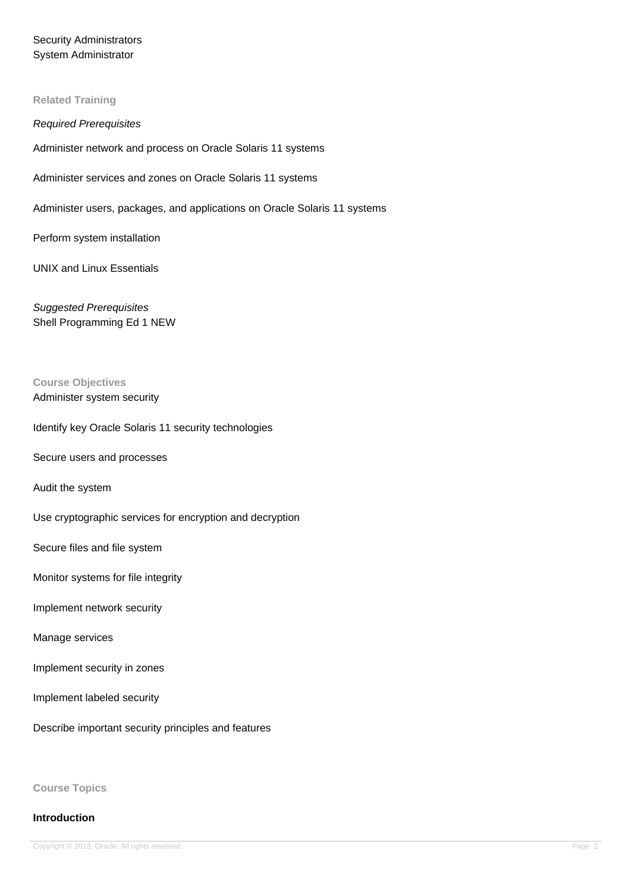Security Administrators
System Administrator

## Related Training

*Required Prerequisites*

Administer network and process on Oracle Solaris 11 systems

Administer services and zones on Oracle Solaris 11 systems

Administer users, packages, and applications on Oracle Solaris 11 systems

Perform system installation

UNIX and Linux Essentials

*Suggested Prerequisites*
Shell Programming Ed 1 NEW

## Course Objectives

Administer system security

Identify key Oracle Solaris 11 security technologies

Secure users and processes

Audit the system

Use cryptographic services for encryption and decryption

Secure files and file system

Monitor systems for file integrity

Implement network security

Manage services

Implement security in zones

Implement labeled security

Describe important security principles and features

## Course Topics

**Introduction**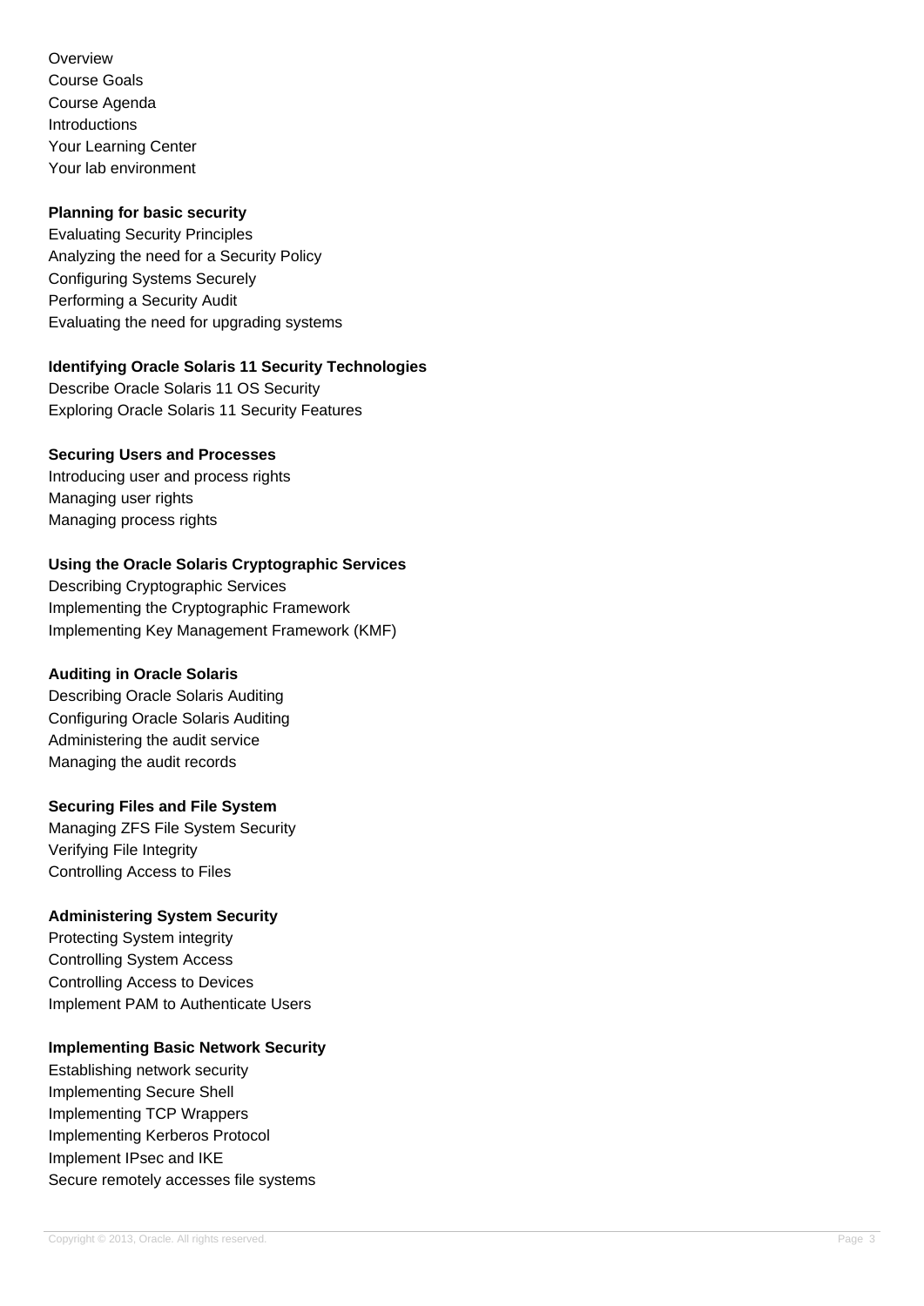Overview
Course Goals
Course Agenda
Introductions
Your Learning Center
Your lab environment

**Planning for basic security**

Evaluating Security Principles
Analyzing the need for a Security Policy
Configuring Systems Securely
Performing a Security Audit
Evaluating the need for upgrading systems

**Identifying Oracle Solaris 11 Security Technologies**

Describe Oracle Solaris 11 OS Security
Exploring Oracle Solaris 11 Security Features

**Securing Users and Processes**

Introducing user and process rights
Managing user rights
Managing process rights

**Using the Oracle Solaris Cryptographic Services**

Describing Cryptographic Services
Implementing the Cryptographic Framework
Implementing Key Management Framework (KMF)

**Auditing in Oracle Solaris**

Describing Oracle Solaris Auditing
Configuring Oracle Solaris Auditing
Administering the audit service
Managing the audit records

**Securing Files and File System**

Managing ZFS File System Security
Verifying File Integrity
Controlling Access to Files

**Administering System Security**

Protecting System integrity
Controlling System Access
Controlling Access to Devices
Implement PAM to Authenticate Users

**Implementing Basic Network Security**

Establishing network security
Implementing Secure Shell
Implementing TCP Wrappers
Implementing Kerberos Protocol
Implement IPsec and IKE
Secure remotely accesses file systems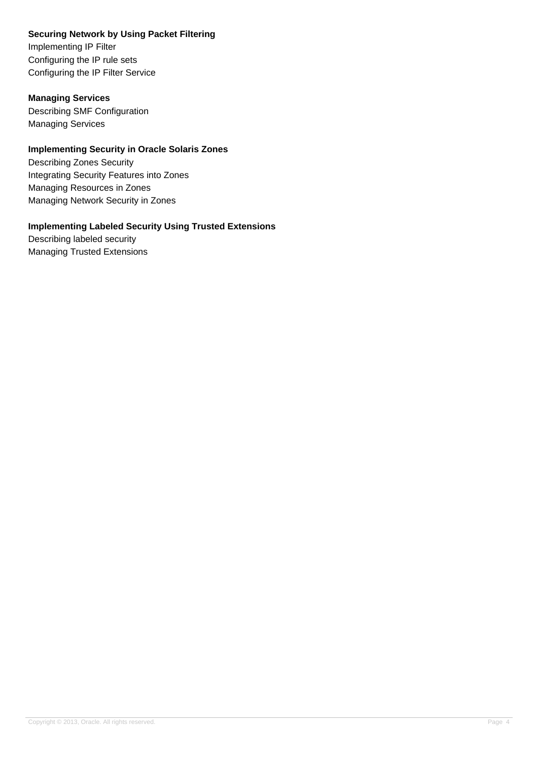**Securing Network by Using Packet Filtering**

Implementing IP Filter
Configuring the IP rule sets
Configuring the IP Filter Service

**Managing Services**

Describing SMF Configuration
Managing Services

**Implementing Security in Oracle Solaris Zones**

Describing Zones Security
Integrating Security Features into Zones
Managing Resources in Zones
Managing Network Security in Zones

**Implementing Labeled Security Using Trusted Extensions**

Describing labeled security
Managing Trusted Extensions